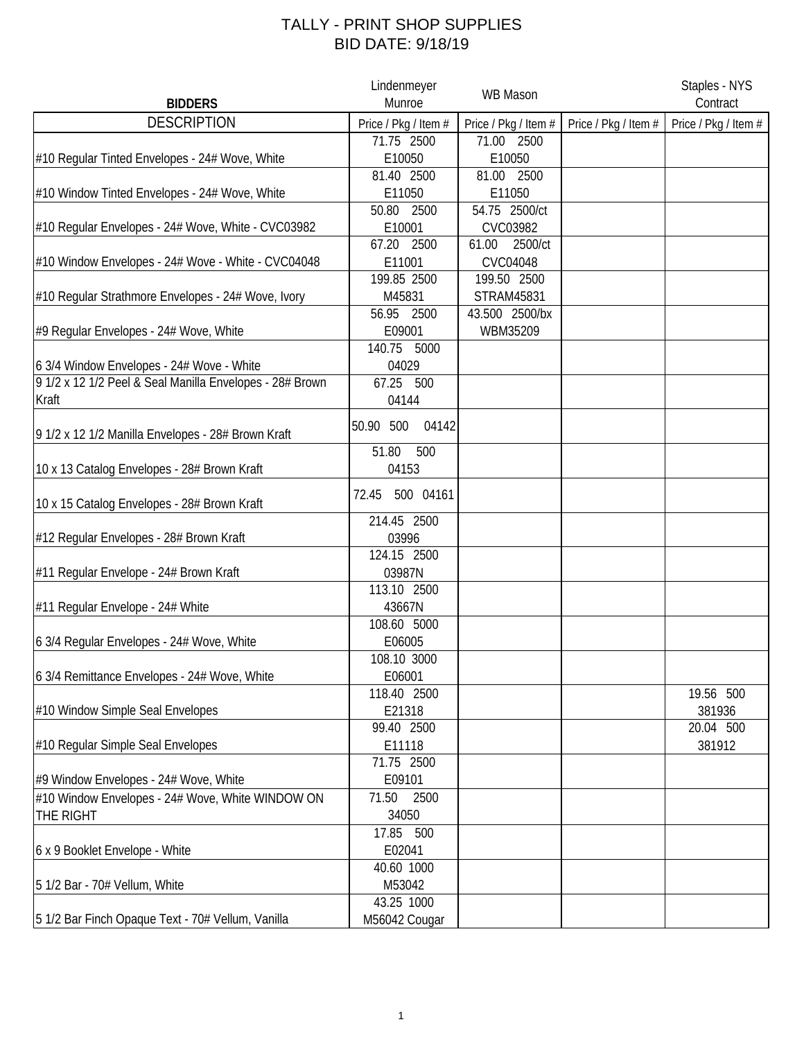# TALLY - PRINT SHOP SUPPLIES
# BID DATE: 9/18/19

| BIDDERS | Lindenmeyer Munroe | WB Mason | | Staples - NYS Contract |
|---|---|---|---|---|
| DESCRIPTION | Price / Pkg / Item # | Price / Pkg / Item # | Price / Pkg / Item # | Price / Pkg / Item # |
| #10 Regular Tinted Envelopes - 24# Wove, White | 71.75 2500 E10050 | 71.00 2500 E10050 | | |
| #10 Window Tinted Envelopes - 24# Wove, White | 81.40 2500 E11050 | 81.00 2500 E11050 | | |
| #10 Regular Envelopes - 24# Wove, White - CVC03982 | 50.80 2500 E10001 | 54.75 2500/ct CVC03982 | | |
| #10 Window Envelopes - 24# Wove - White - CVC04048 | 67.20 2500 E11001 | 61.00 2500/ct CVC04048 | | |
| #10 Regular Strathmore Envelopes - 24# Wove, Ivory | 199.85 2500 M45831 | 199.50 2500 STRAM45831 | | |
| #9 Regular Envelopes - 24# Wove, White | 56.95 2500 E09001 | 43.500 2500/bx WBM35209 | | |
| 6 3/4 Window Envelopes - 24# Wove - White | 140.75 5000 04029 | | | |
| 9 1/2 x 12 1/2 Peel & Seal Manilla Envelopes - 28# Brown Kraft | 67.25 500 04144 | | | |
| 9 1/2 x 12 1/2 Manilla Envelopes - 28# Brown Kraft | 50.90 500 04142 | | | |
| 10 x 13 Catalog Envelopes - 28# Brown Kraft | 51.80 500 04153 | | | |
| 10 x 15 Catalog Envelopes - 28# Brown Kraft | 72.45 500 04161 | | | |
| #12 Regular Envelopes - 28# Brown Kraft | 214.45 2500 03996 | | | |
| #11 Regular Envelope - 24# Brown Kraft | 124.15 2500 03987N | | | |
| #11 Regular Envelope - 24# White | 113.10 2500 43667N | | | |
| 6 3/4 Regular Envelopes - 24# Wove, White | 108.60 5000 E06005 | | | |
| 6 3/4 Remittance Envelopes - 24# Wove, White | 108.10 3000 E06001 | | | |
| #10 Window Simple Seal Envelopes | 118.40 2500 E21318 | | | 19.56 500 381936 |
| #10 Regular Simple Seal Envelopes | 99.40 2500 E11118 | | | 20.04 500 381912 |
| #9 Window Envelopes - 24# Wove, White | 71.75 2500 E09101 | | | |
| #10 Window Envelopes - 24# Wove, White WINDOW ON THE RIGHT | 71.50 2500 34050 | | | |
| 6 x 9 Booklet Envelope - White | 17.85 500 E02041 | | | |
| 5 1/2 Bar - 70# Vellum, White | 40.60 1000 M53042 | | | |
| 5 1/2 Bar Finch Opaque Text - 70# Vellum, Vanilla | 43.25 1000 M56042 Cougar | | | |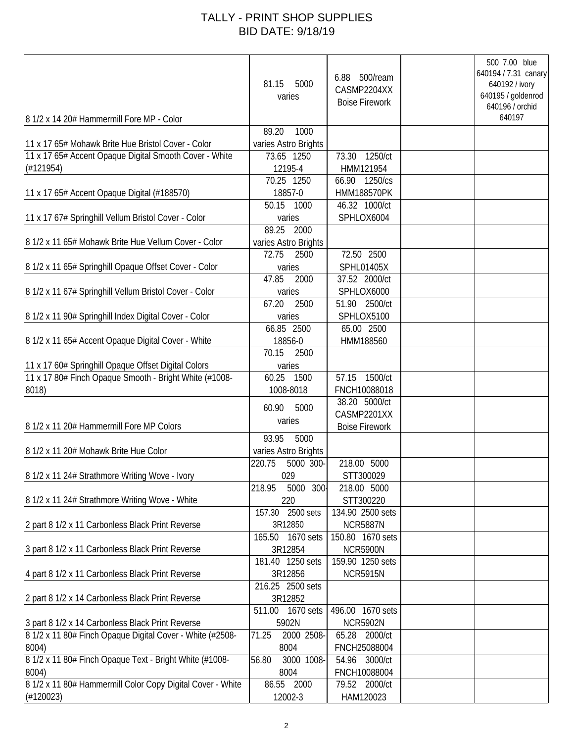# TALLY - PRINT SHOP SUPPLIES
## BID DATE: 9/18/19

| | | | | |
|---|---|---|---|---|
| 8 1/2 x 14 20# Hammermill Fore MP - Color | 81.15 5000 varies | 6.88 500/ream CASMP2204XX Boise Firework | | 500 7.00 blue 640194 / 7.31 canary 640192 / ivory 640195 / goldenrod 640196 / orchid 640197 |
| 11 x 17 65# Mohawk Brite Hue Bristol Cover - Color | 89.20 1000 varies Astro Brights | | | |
| 11 x 17 65# Accent Opaque Digital Smooth Cover - White (#121954) | 73.65 1250 12195-4 | 73.30 1250/ct HMM121954 | | |
| 11 x 17 65# Accent Opaque Digital (#188570) | 70.25 1250 18857-0 | 66.90 1250/cs HMM188570PK | | |
| 11 x 17 67# Springhill Vellum Bristol Cover - Color | 50.15 1000 varies | 46.32 1000/ct SPHLOX6004 | | |
| 8 1/2 x 11 65# Mohawk Brite Hue Vellum Cover - Color | 89.25 2000 varies Astro Brights | | | |
| 8 1/2 x 11 65# Springhill Opaque Offset Cover - Color | 72.75 2500 varies | 72.50 2500 SPHL01405X | | |
| 8 1/2 x 11 67# Springhill Vellum Bristol Cover - Color | 47.85 2000 varies | 37.52 2000/ct SPHLOX6000 | | |
| 8 1/2 x 11 90# Springhill Index Digital Cover - Color | 67.20 2500 varies | 51.90 2500/ct SPHLOX5100 | | |
| 8 1/2 x 11 65# Accent Opaque Digital Cover - White | 66.85 2500 18856-0 | 65.00 2500 HMM188560 | | |
| 11 x 17 60# Springhill Opaque Offset Digital Colors | 70.15 2500 varies | | | |
| 11 x 17 80# Finch Opaque Smooth - Bright White (#1008-8018) | 60.25 1500 1008-8018 | 57.15 1500/ct FNCH10088018 | | |
| 8 1/2 x 11 20# Hammermill Fore MP Colors | 60.90 5000 varies | 38.20 5000/ct CASMP2201XX Boise Firework | | |
| 8 1/2 x 11 20# Mohawk Brite Hue Color | 93.95 5000 varies Astro Brights | | | |
| 8 1/2 x 11 24# Strathmore Writing Wove - Ivory | 220.75 5000 300-029 | 218.00 5000 STT300029 | | |
| 8 1/2 x 11 24# Strathmore Writing Wove - White | 218.95 5000 300-220 | 218.00 5000 STT300220 | | |
| 2 part 8 1/2 x 11 Carbonless Black Print Reverse | 157.30 2500 sets 3R12850 | 134.90 2500 sets NCR5887N | | |
| 3 part 8 1/2 x 11 Carbonless Black Print Reverse | 165.50 1670 sets 3R12854 | 150.80 1670 sets NCR5900N | | |
| 4 part 8 1/2 x 11 Carbonless Black Print Reverse | 181.40 1250 sets 3R12856 | 159.90 1250 sets NCR5915N | | |
| 2 part 8 1/2 x 14 Carbonless Black Print Reverse | 216.25 2500 sets 3R12852 | | | |
| 3 part 8 1/2 x 14 Carbonless Black Print Reverse | 511.00 1670 sets 5902N | 496.00 1670 sets NCR5902N | | |
| 8 1/2 x 11 80# Finch Opaque Digital Cover - White (#2508-8004) | 71.25 2000 2508-8004 | 65.28 2000/ct FNCH25088004 | | |
| 8 1/2 x 11 80# Finch Opaque Text - Bright White (#1008-8004) | 56.80 3000 1008-8004 | 54.96 3000/ct FNCH10088004 | | |
| 8 1/2 x 11 80# Hammermill Color Copy Digital Cover - White (#120023) | 86.55 2000 12002-3 | 79.52 2000/ct HAM120023 | | |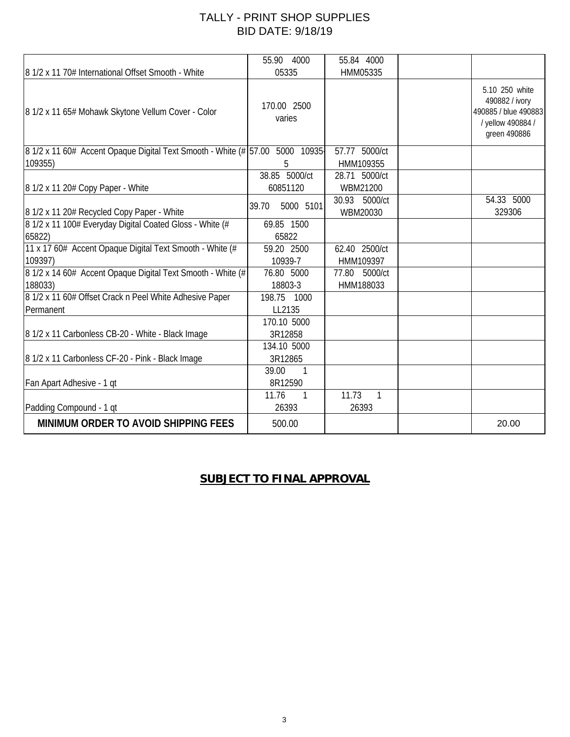# TALLY - PRINT SHOP SUPPLIES
## BID DATE: 9/18/19

| | | | | |
|---|---|---|---|---|
| 8 1/2 x 11 70# International Offset Smooth - White | 55.90 4000 05335 | 55.84 4000 HMM05335 | | |
| 8 1/2 x 11 65# Mohawk Skytone Vellum Cover - Color | 170.00 2500 varies | | | 5.10 250 white 490882 / ivory 490885 / blue 490883 / yellow 490884 / green 490886 |
| 8 1/2 x 11 60# Accent Opaque Digital Text Smooth - White (# 109355) | 57.00 5000 10935-5 | 57.77 5000/ct HMM109355 | | |
| 8 1/2 x 11 20# Copy Paper - White | 38.85 5000/ct 60851120 | 28.71 5000/ct WBM21200 | | |
| 8 1/2 x 11 20# Recycled Copy Paper - White | 39.70 5000 5101 | 30.93 5000/ct WBM20030 | | 54.33 5000 329306 |
| 8 1/2 x 11 100# Everyday Digital Coated Gloss - White (# 65822) | 69.85 1500 65822 | | | |
| 11 x 17 60# Accent Opaque Digital Text Smooth - White (# 109397) | 59.20 2500 10939-7 | 62.40 2500/ct HMM109397 | | |
| 8 1/2 x 14 60# Accent Opaque Digital Text Smooth - White (# 188033) | 76.80 5000 18803-3 | 77.80 5000/ct HMM188033 | | |
| 8 1/2 x 11 60# Offset Crack n Peel White Adhesive Paper Permanent | 198.75 1000 LL2135 | | | |
| 8 1/2 x 11 Carbonless CB-20 - White - Black Image | 170.10 5000 3R12858 | | | |
| 8 1/2 x 11 Carbonless CF-20 - Pink - Black Image | 134.10 5000 3R12865 | | | |
| Fan Apart Adhesive - 1 qt | 39.00 1 8R12590 | | | |
| Padding Compound - 1 qt | 11.76 1 26393 | 11.73 1 26393 | | |
| **MINIMUM ORDER TO AVOID SHIPPING FEES** | 500.00 | | | 20.00 |

**SUBJECT TO FINAL APPROVAL**